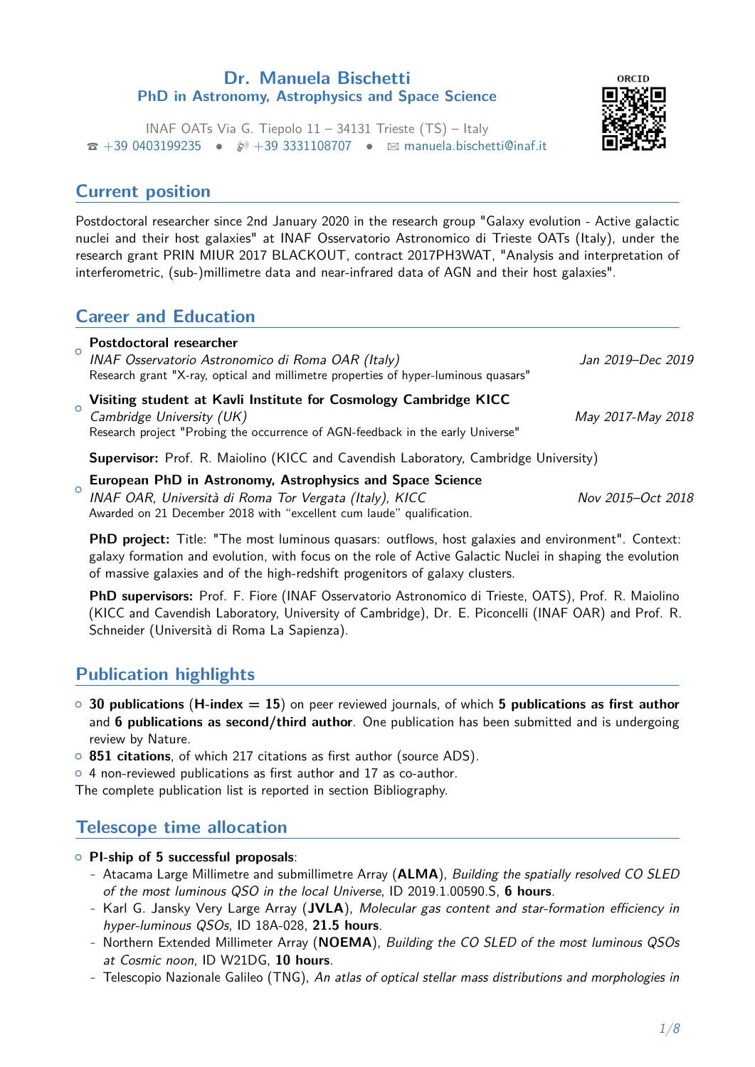# Dr. Manuela Bischetti

### PhD in Astronomy, Astrophysics and Space Science

ORCID

INAF OATs Via G. Tiepolo 11 – 34131 Trieste (TS) – Italy
☎ +39 0403199235 • +39 3331108707 • ✉ manuela.bischetti@inaf.it

## Current position

Postdoctoral researcher since 2nd January 2020 in the research group "Galaxy evolution - Active galactic nuclei and their host galaxies" at INAF Osservatorio Astronomico di Trieste OATs (Italy), under the research grant PRIN MIUR 2017 BLACKOUT, contract 2017PH3WAT, "Analysis and interpretation of interferometric, (sub-)millimetre data and near-infrared data of AGN and their host galaxies".

## Career and Education

- **Postdoctoral researcher**
  *INAF Osservatorio Astronomico di Roma OAR (Italy)* — *Jan 2019–Dec 2019*
  Research grant "X-ray, optical and millimetre properties of hyper-luminous quasars"

- **Visiting student at Kavli Institute for Cosmology Cambridge KICC**
  *Cambridge University (UK)* — *May 2017-May 2018*
  Research project "Probing the occurrence of AGN-feedback in the early Universe"

  **Supervisor:** Prof. R. Maiolino (KICC and Cavendish Laboratory, Cambridge University)

- **European PhD in Astronomy, Astrophysics and Space Science**
  *INAF OAR, Università di Roma Tor Vergata (Italy), KICC* — *Nov 2015–Oct 2018*
  Awarded on 21 December 2018 with "excellent cum laude" qualification.

  **PhD project:** Title: "The most luminous quasars: outflows, host galaxies and environment". Context: galaxy formation and evolution, with focus on the role of Active Galactic Nuclei in shaping the evolution of massive galaxies and of the high-redshift progenitors of galaxy clusters.

  **PhD supervisors:** Prof. F. Fiore (INAF Osservatorio Astronomico di Trieste, OATS), Prof. R. Maiolino (KICC and Cavendish Laboratory, University of Cambridge), Dr. E. Piconcelli (INAF OAR) and Prof. R. Schneider (Università di Roma La Sapienza).

## Publication highlights

- **30 publications** (**H-index = 15**) on peer reviewed journals, of which **5 publications as first author** and **6 publications as second/third author**. One publication has been submitted and is undergoing review by Nature.
- **851 citations**, of which 217 citations as first author (source ADS).
- 4 non-reviewed publications as first author and 17 as co-author.

The complete publication list is reported in section Bibliography.

## Telescope time allocation

- **PI-ship of 5 successful proposals**:
  - Atacama Large Millimetre and submillimetre Array (**ALMA**), *Building the spatially resolved CO SLED of the most luminous QSO in the local Universe*, ID 2019.1.00590.S, **6 hours**.
  - Karl G. Jansky Very Large Array (**JVLA**), *Molecular gas content and star-formation efficiency in hyper-luminous QSOs*, ID 18A-028, **21.5 hours**.
  - Northern Extended Millimeter Array (**NOEMA**), *Building the CO SLED of the most luminous QSOs at Cosmic noon*, ID W21DG, **10 hours**.
  - Telescopio Nazionale Galileo (TNG), *An atlas of optical stellar mass distributions and morphologies in*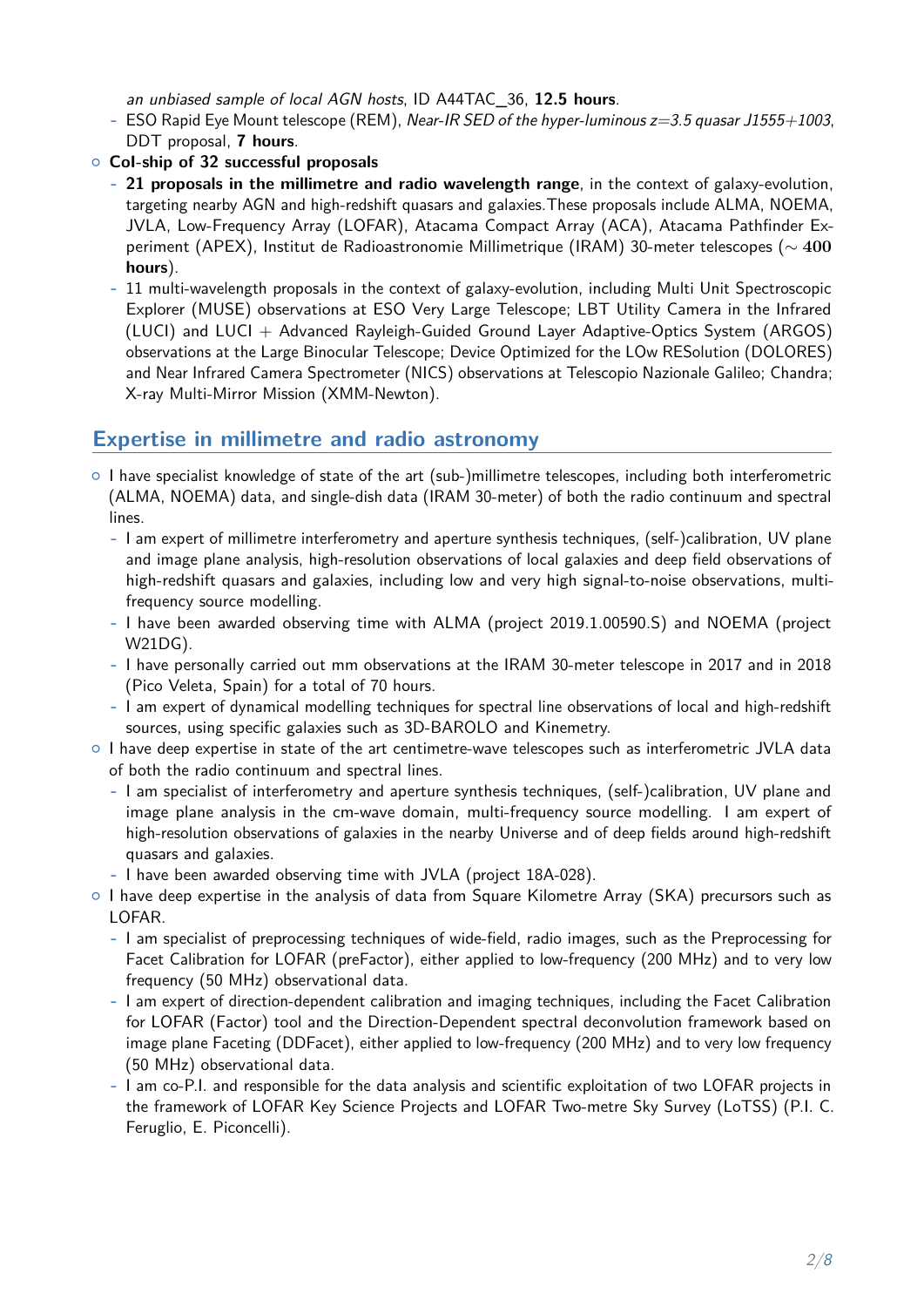*an unbiased sample of local AGN hosts*, ID A44TAC_36, **12.5 hours**.
  - ESO Rapid Eye Mount telescope (REM), *Near-IR SED of the hyper-luminous z=3.5 quasar J1555+1003*, DDT proposal, **7 hours**.
- **CoI-ship of 32 successful proposals**
  - **21 proposals in the millimetre and radio wavelength range**, in the context of galaxy-evolution, targeting nearby AGN and high-redshift quasars and galaxies.These proposals include ALMA, NOEMA, JVLA, Low-Frequency Array (LOFAR), Atacama Compact Array (ACA), Atacama Pathfinder Experiment (APEX), Institut de Radioastronomie Millimetrique (IRAM) 30-meter telescopes (**∼ 400 hours**).
  - 11 multi-wavelength proposals in the context of galaxy-evolution, including Multi Unit Spectroscopic Explorer (MUSE) observations at ESO Very Large Telescope; LBT Utility Camera in the Infrared (LUCI) and LUCI + Advanced Rayleigh-Guided Ground Layer Adaptive-Optics System (ARGOS) observations at the Large Binocular Telescope; Device Optimized for the LOw RESolution (DOLORES) and Near Infrared Camera Spectrometer (NICS) observations at Telescopio Nazionale Galileo; Chandra; X-ray Multi-Mirror Mission (XMM-Newton).

## Expertise in millimetre and radio astronomy

- I have specialist knowledge of state of the art (sub-)millimetre telescopes, including both interferometric (ALMA, NOEMA) data, and single-dish data (IRAM 30-meter) of both the radio continuum and spectral lines.
  - I am expert of millimetre interferometry and aperture synthesis techniques, (self-)calibration, UV plane and image plane analysis, high-resolution observations of local galaxies and deep field observations of high-redshift quasars and galaxies, including low and very high signal-to-noise observations, multi-frequency source modelling.
  - I have been awarded observing time with ALMA (project 2019.1.00590.S) and NOEMA (project W21DG).
  - I have personally carried out mm observations at the IRAM 30-meter telescope in 2017 and in 2018 (Pico Veleta, Spain) for a total of 70 hours.
  - I am expert of dynamical modelling techniques for spectral line observations of local and high-redshift sources, using specific galaxies such as 3D-BAROLO and Kinemetry.
- I have deep expertise in state of the art centimetre-wave telescopes such as interferometric JVLA data of both the radio continuum and spectral lines.
  - I am specialist of interferometry and aperture synthesis techniques, (self-)calibration, UV plane and image plane analysis in the cm-wave domain, multi-frequency source modelling. I am expert of high-resolution observations of galaxies in the nearby Universe and of deep fields around high-redshift quasars and galaxies.
  - I have been awarded observing time with JVLA (project 18A-028).
- I have deep expertise in the analysis of data from Square Kilometre Array (SKA) precursors such as LOFAR.
  - I am specialist of preprocessing techniques of wide-field, radio images, such as the Preprocessing for Facet Calibration for LOFAR (preFactor), either applied to low-frequency (200 MHz) and to very low frequency (50 MHz) observational data.
  - I am expert of direction-dependent calibration and imaging techniques, including the Facet Calibration for LOFAR (Factor) tool and the Direction-Dependent spectral deconvolution framework based on image plane Faceting (DDFacet), either applied to low-frequency (200 MHz) and to very low frequency (50 MHz) observational data.
  - I am co-P.I. and responsible for the data analysis and scientific exploitation of two LOFAR projects in the framework of LOFAR Key Science Projects and LOFAR Two-metre Sky Survey (LoTSS) (P.I. C. Feruglio, E. Piconcelli).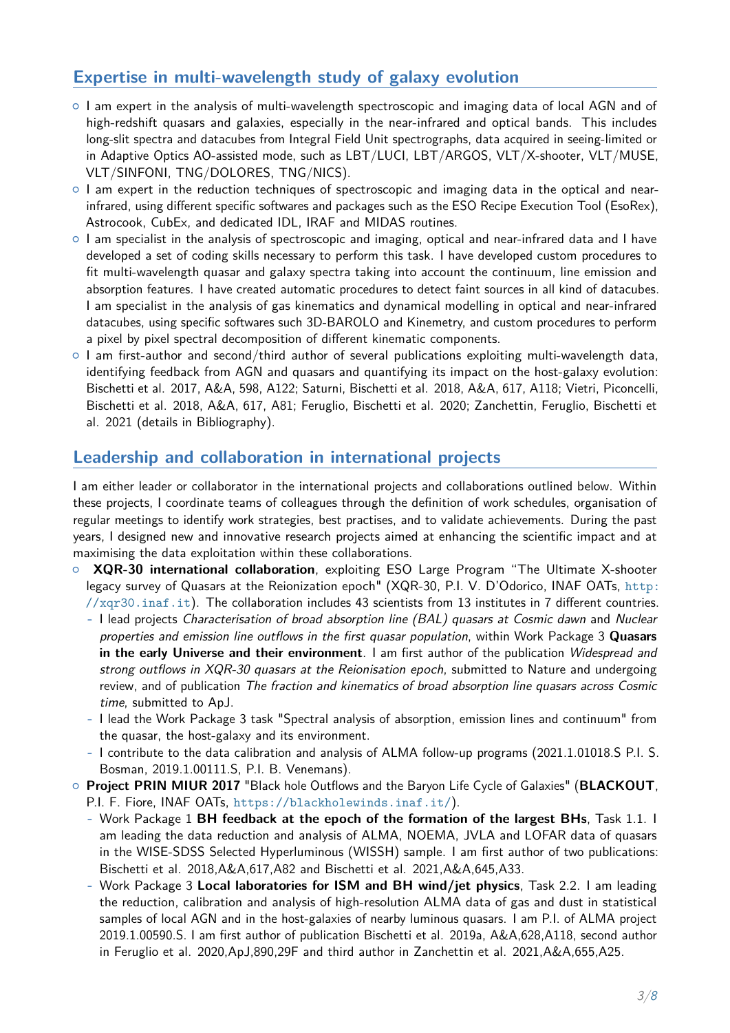## Expertise in multi-wavelength study of galaxy evolution

- I am expert in the analysis of multi-wavelength spectroscopic and imaging data of local AGN and of high-redshift quasars and galaxies, especially in the near-infrared and optical bands. This includes long-slit spectra and datacubes from Integral Field Unit spectrographs, data acquired in seeing-limited or in Adaptive Optics AO-assisted mode, such as LBT/LUCI, LBT/ARGOS, VLT/X-shooter, VLT/MUSE, VLT/SINFONI, TNG/DOLORES, TNG/NICS).
- I am expert in the reduction techniques of spectroscopic and imaging data in the optical and near-infrared, using different specific softwares and packages such as the ESO Recipe Execution Tool (EsoRex), Astrocook, CubEx, and dedicated IDL, IRAF and MIDAS routines.
- I am specialist in the analysis of spectroscopic and imaging, optical and near-infrared data and I have developed a set of coding skills necessary to perform this task. I have developed custom procedures to fit multi-wavelength quasar and galaxy spectra taking into account the continuum, line emission and absorption features. I have created automatic procedures to detect faint sources in all kind of datacubes. I am specialist in the analysis of gas kinematics and dynamical modelling in optical and near-infrared datacubes, using specific softwares such 3D-BAROLO and Kinemetry, and custom procedures to perform a pixel by pixel spectral decomposition of different kinematic components.
- I am first-author and second/third author of several publications exploiting multi-wavelength data, identifying feedback from AGN and quasars and quantifying its impact on the host-galaxy evolution: Bischetti et al. 2017, A&A, 598, A122; Saturni, Bischetti et al. 2018, A&A, 617, A118; Vietri, Piconcelli, Bischetti et al. 2018, A&A, 617, A81; Feruglio, Bischetti et al. 2020; Zanchettin, Feruglio, Bischetti et al. 2021 (details in Bibliography).

## Leadership and collaboration in international projects

I am either leader or collaborator in the international projects and collaborations outlined below. Within these projects, I coordinate teams of colleagues through the definition of work schedules, organisation of regular meetings to identify work strategies, best practises, and to validate achievements. During the past years, I designed new and innovative research projects aimed at enhancing the scientific impact and at maximising the data exploitation within these collaborations.

- **XQR-30 international collaboration**, exploiting ESO Large Program "The Ultimate X-shooter legacy survey of Quasars at the Reionization epoch" (XQR-30, P.I. V. D'Odorico, INAF OATs, http://xqr30.inaf.it). The collaboration includes 43 scientists from 13 institutes in 7 different countries.
  - I lead projects *Characterisation of broad absorption line (BAL) quasars at Cosmic dawn* and *Nuclear properties and emission line outflows in the first quasar population*, within Work Package 3 **Quasars in the early Universe and their environment**. I am first author of the publication *Widespread and strong outflows in XQR-30 quasars at the Reionisation epoch*, submitted to Nature and undergoing review, and of publication *The fraction and kinematics of broad absorption line quasars across Cosmic time*, submitted to ApJ.
  - I lead the Work Package 3 task "Spectral analysis of absorption, emission lines and continuum" from the quasar, the host-galaxy and its environment.
  - I contribute to the data calibration and analysis of ALMA follow-up programs (2021.1.01018.S P.I. S. Bosman, 2019.1.00111.S, P.I. B. Venemans).
- **Project PRIN MIUR 2017** "Black hole Outflows and the Baryon Life Cycle of Galaxies" (**BLACKOUT**, P.I. F. Fiore, INAF OATs, https://blackholewinds.inaf.it/).
  - Work Package 1 **BH feedback at the epoch of the formation of the largest BHs**, Task 1.1. I am leading the data reduction and analysis of ALMA, NOEMA, JVLA and LOFAR data of quasars in the WISE-SDSS Selected Hyperluminous (WISSH) sample. I am first author of two publications: Bischetti et al. 2018,A&A,617,A82 and Bischetti et al. 2021,A&A,645,A33.
  - Work Package 3 **Local laboratories for ISM and BH wind/jet physics**, Task 2.2. I am leading the reduction, calibration and analysis of high-resolution ALMA data of gas and dust in statistical samples of local AGN and in the host-galaxies of nearby luminous quasars. I am P.I. of ALMA project 2019.1.00590.S. I am first author of publication Bischetti et al. 2019a, A&A,628,A118, second author in Feruglio et al. 2020,ApJ,890,29F and third author in Zanchettin et al. 2021,A&A,655,A25.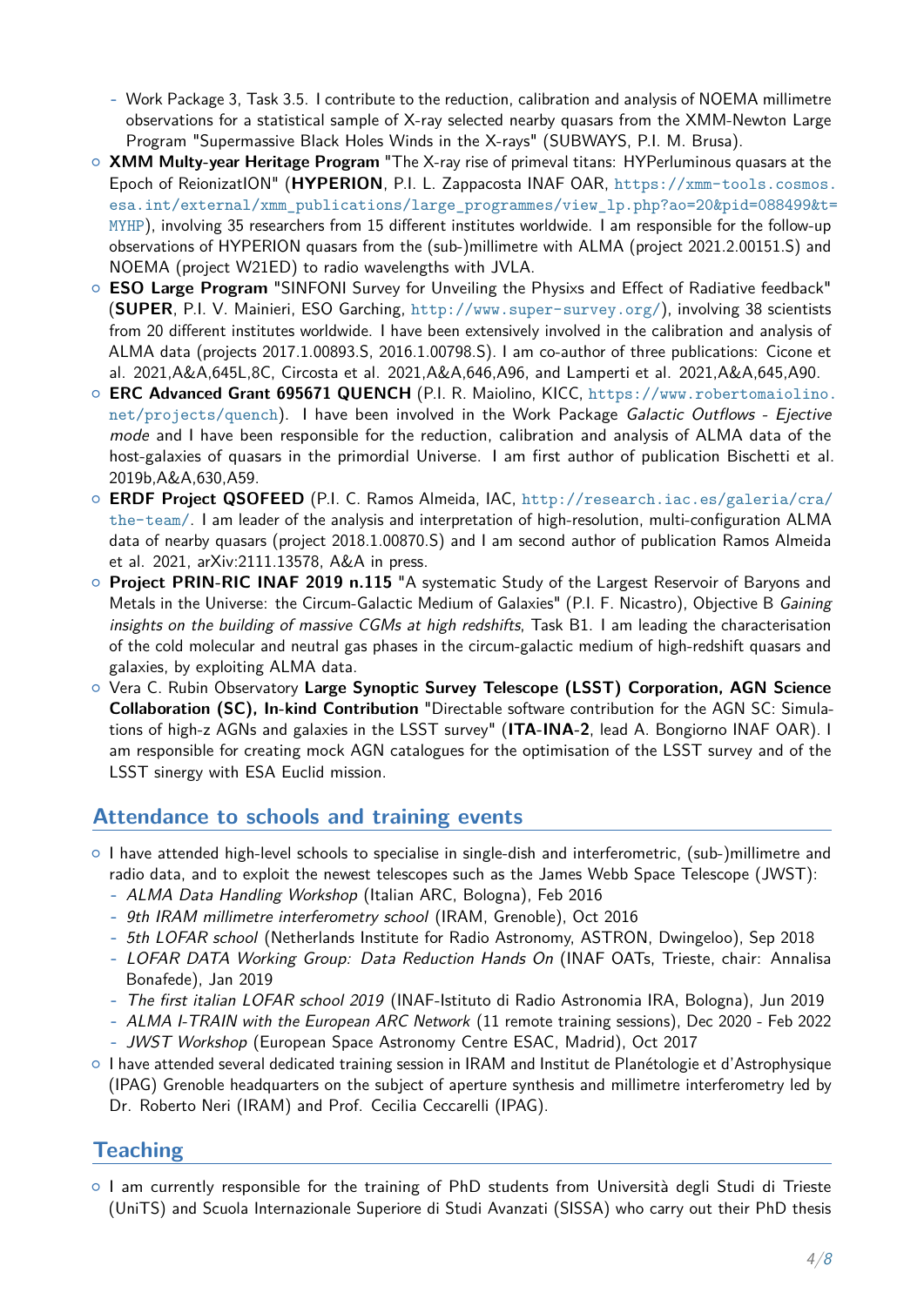- Work Package 3, Task 3.5. I contribute to the reduction, calibration and analysis of NOEMA millimetre observations for a statistical sample of X-ray selected nearby quasars from the XMM-Newton Large Program "Supermassive Black Holes Winds in the X-rays" (SUBWAYS, P.I. M. Brusa).
- **XMM Multy-year Heritage Program** "The X-ray rise of primeval titans: HYPerluminous quasars at the Epoch of ReionizatION" (**HYPERION**, P.I. L. Zappacosta INAF OAR, https://xmm-tools.cosmos.esa.int/external/xmm_publications/large_programmes/view_lp.php?ao=20&pid=088499&t=MYHP), involving 35 researchers from 15 different institutes worldwide. I am responsible for the follow-up observations of HYPERION quasars from the (sub-)millimetre with ALMA (project 2021.2.00151.S) and NOEMA (project W21ED) to radio wavelengths with JVLA.
- **ESO Large Program** "SINFONI Survey for Unveiling the Physixs and Effect of Radiative feedback" (**SUPER**, P.I. V. Mainieri, ESO Garching, http://www.super-survey.org/), involving 38 scientists from 20 different institutes worldwide. I have been extensively involved in the calibration and analysis of ALMA data (projects 2017.1.00893.S, 2016.1.00798.S). I am co-author of three publications: Cicone et al. 2021,A&A,645L,8C, Circosta et al. 2021,A&A,646,A96, and Lamperti et al. 2021,A&A,645,A90.
- **ERC Advanced Grant 695671 QUENCH** (P.I. R. Maiolino, KICC, https://www.robertomaiolino.net/projects/quench). I have been involved in the Work Package *Galactic Outflows - Ejective mode* and I have been responsible for the reduction, calibration and analysis of ALMA data of the host-galaxies of quasars in the primordial Universe. I am first author of publication Bischetti et al. 2019b,A&A,630,A59.
- **ERDF Project QSOFEED** (P.I. C. Ramos Almeida, IAC, http://research.iac.es/galeria/cra/the-team/. I am leader of the analysis and interpretation of high-resolution, multi-configuration ALMA data of nearby quasars (project 2018.1.00870.S) and I am second author of publication Ramos Almeida et al. 2021, arXiv:2111.13578, A&A in press.
- **Project PRIN-RIC INAF 2019 n.115** "A systematic Study of the Largest Reservoir of Baryons and Metals in the Universe: the Circum-Galactic Medium of Galaxies" (P.I. F. Nicastro), Objective B *Gaining insights on the building of massive CGMs at high redshifts*, Task B1. I am leading the characterisation of the cold molecular and neutral gas phases in the circum-galactic medium of high-redshift quasars and galaxies, by exploiting ALMA data.
- Vera C. Rubin Observatory **Large Synoptic Survey Telescope (LSST) Corporation, AGN Science Collaboration (SC), In-kind Contribution** "Directable software contribution for the AGN SC: Simulations of high-z AGNs and galaxies in the LSST survey" (**ITA-INA-2**, lead A. Bongiorno INAF OAR). I am responsible for creating mock AGN catalogues for the optimisation of the LSST survey and of the LSST sinergy with ESA Euclid mission.

## Attendance to schools and training events

- I have attended high-level schools to specialise in single-dish and interferometric, (sub-)millimetre and radio data, and to exploit the newest telescopes such as the James Webb Space Telescope (JWST):
  - *ALMA Data Handling Workshop* (Italian ARC, Bologna), Feb 2016
  - *9th IRAM millimetre interferometry school* (IRAM, Grenoble), Oct 2016
  - *5th LOFAR school* (Netherlands Institute for Radio Astronomy, ASTRON, Dwingeloo), Sep 2018
  - *LOFAR DATA Working Group: Data Reduction Hands On* (INAF OATs, Trieste, chair: Annalisa Bonafede), Jan 2019
  - *The first italian LOFAR school 2019* (INAF-Istituto di Radio Astronomia IRA, Bologna), Jun 2019
  - *ALMA I-TRAIN with the European ARC Network* (11 remote training sessions), Dec 2020 - Feb 2022
  - *JWST Workshop* (European Space Astronomy Centre ESAC, Madrid), Oct 2017
- I have attended several dedicated training session in IRAM and Institut de Planétologie et d'Astrophysique (IPAG) Grenoble headquarters on the subject of aperture synthesis and millimetre interferometry led by Dr. Roberto Neri (IRAM) and Prof. Cecilia Ceccarelli (IPAG).

## Teaching

- I am currently responsible for the training of PhD students from Università degli Studi di Trieste (UniTS) and Scuola Internazionale Superiore di Studi Avanzati (SISSA) who carry out their PhD thesis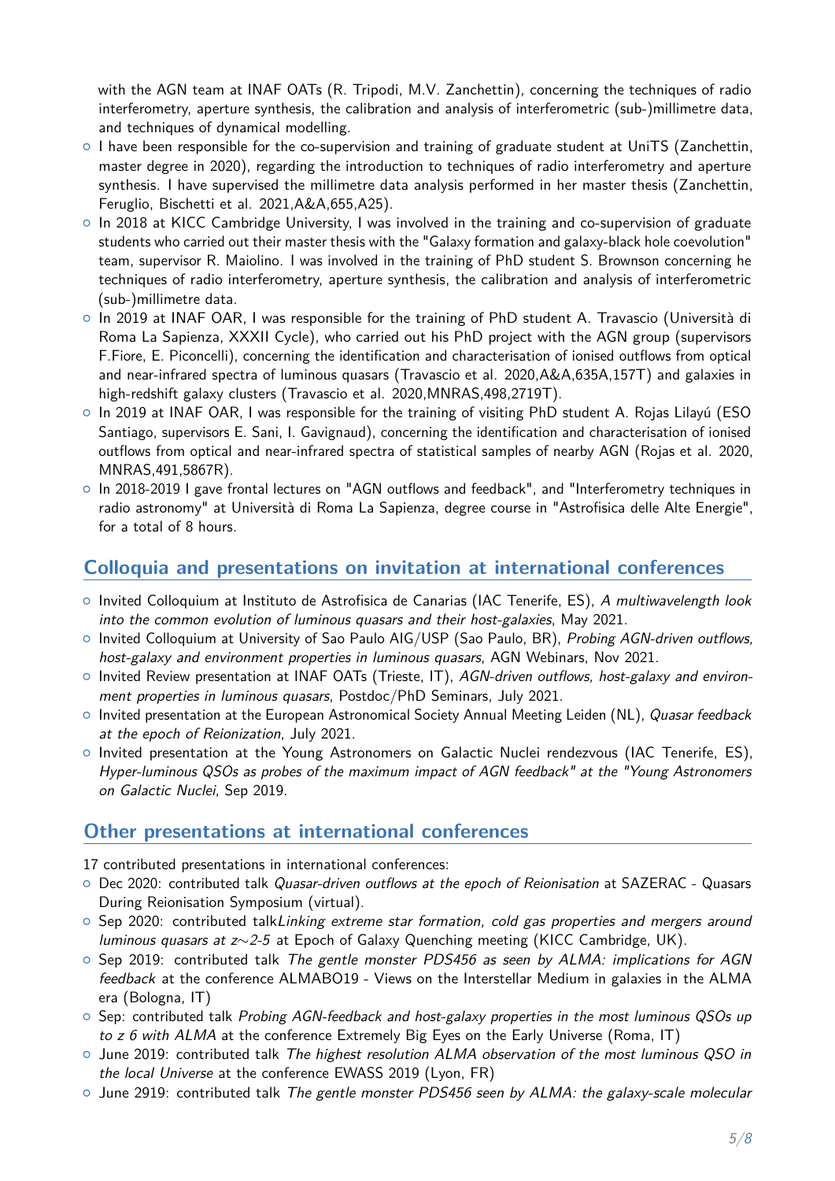with the AGN team at INAF OATs (R. Tripodi, M.V. Zanchettin), concerning the techniques of radio interferometry, aperture synthesis, the calibration and analysis of interferometric (sub-)millimetre data, and techniques of dynamical modelling.

- I have been responsible for the co-supervision and training of graduate student at UniTS (Zanchettin, master degree in 2020), regarding the introduction to techniques of radio interferometry and aperture synthesis. I have supervised the millimetre data analysis performed in her master thesis (Zanchettin, Feruglio, Bischetti et al. 2021,A&A,655,A25).
- In 2018 at KICC Cambridge University, I was involved in the training and co-supervision of graduate students who carried out their master thesis with the "Galaxy formation and galaxy-black hole coevolution" team, supervisor R. Maiolino. I was involved in the training of PhD student S. Brownson concerning he techniques of radio interferometry, aperture synthesis, the calibration and analysis of interferometric (sub-)millimetre data.
- In 2019 at INAF OAR, I was responsible for the training of PhD student A. Travascio (Università di Roma La Sapienza, XXXII Cycle), who carried out his PhD project with the AGN group (supervisors F.Fiore, E. Piconcelli), concerning the identification and characterisation of ionised outflows from optical and near-infrared spectra of luminous quasars (Travascio et al. 2020,A&A,635A,157T) and galaxies in high-redshift galaxy clusters (Travascio et al. 2020,MNRAS,498,2719T).
- In 2019 at INAF OAR, I was responsible for the training of visiting PhD student A. Rojas Lilayú (ESO Santiago, supervisors E. Sani, I. Gavignaud), concerning the identification and characterisation of ionised outflows from optical and near-infrared spectra of statistical samples of nearby AGN (Rojas et al. 2020, MNRAS,491,5867R).
- In 2018-2019 I gave frontal lectures on "AGN outflows and feedback", and "Interferometry techniques in radio astronomy" at Università di Roma La Sapienza, degree course in "Astrofisica delle Alte Energie", for a total of 8 hours.

## Colloquia and presentations on invitation at international conferences

- Invited Colloquium at Instituto de Astrofisica de Canarias (IAC Tenerife, ES), *A multiwavelength look into the common evolution of luminous quasars and their host-galaxies*, May 2021.
- Invited Colloquium at University of Sao Paulo AIG/USP (Sao Paulo, BR), *Probing AGN-driven outflows, host-galaxy and environment properties in luminous quasars*, AGN Webinars, Nov 2021.
- Invited Review presentation at INAF OATs (Trieste, IT), *AGN-driven outflows, host-galaxy and environment properties in luminous quasars*, Postdoc/PhD Seminars, July 2021.
- Invited presentation at the European Astronomical Society Annual Meeting Leiden (NL), *Quasar feedback at the epoch of Reionization*, July 2021.
- Invited presentation at the Young Astronomers on Galactic Nuclei rendezvous (IAC Tenerife, ES), *Hyper-luminous QSOs as probes of the maximum impact of AGN feedback" at the "Young Astronomers on Galactic Nuclei*, Sep 2019.

## Other presentations at international conferences

17 contributed presentations in international conferences:

- Dec 2020: contributed talk *Quasar-driven outflows at the epoch of Reionisation* at SAZERAC - Quasars During Reionisation Symposium (virtual).
- Sep 2020: contributed talk*Linking extreme star formation, cold gas properties and mergers around luminous quasars at z∼2-5* at Epoch of Galaxy Quenching meeting (KICC Cambridge, UK).
- Sep 2019: contributed talk *The gentle monster PDS456 as seen by ALMA: implications for AGN feedback* at the conference ALMABO19 - Views on the Interstellar Medium in galaxies in the ALMA era (Bologna, IT)
- Sep: contributed talk *Probing AGN-feedback and host-galaxy properties in the most luminous QSOs up to z 6 with ALMA* at the conference Extremely Big Eyes on the Early Universe (Roma, IT)
- June 2019: contributed talk *The highest resolution ALMA observation of the most luminous QSO in the local Universe* at the conference EWASS 2019 (Lyon, FR)
- June 2919: contributed talk *The gentle monster PDS456 seen by ALMA: the galaxy-scale molecular*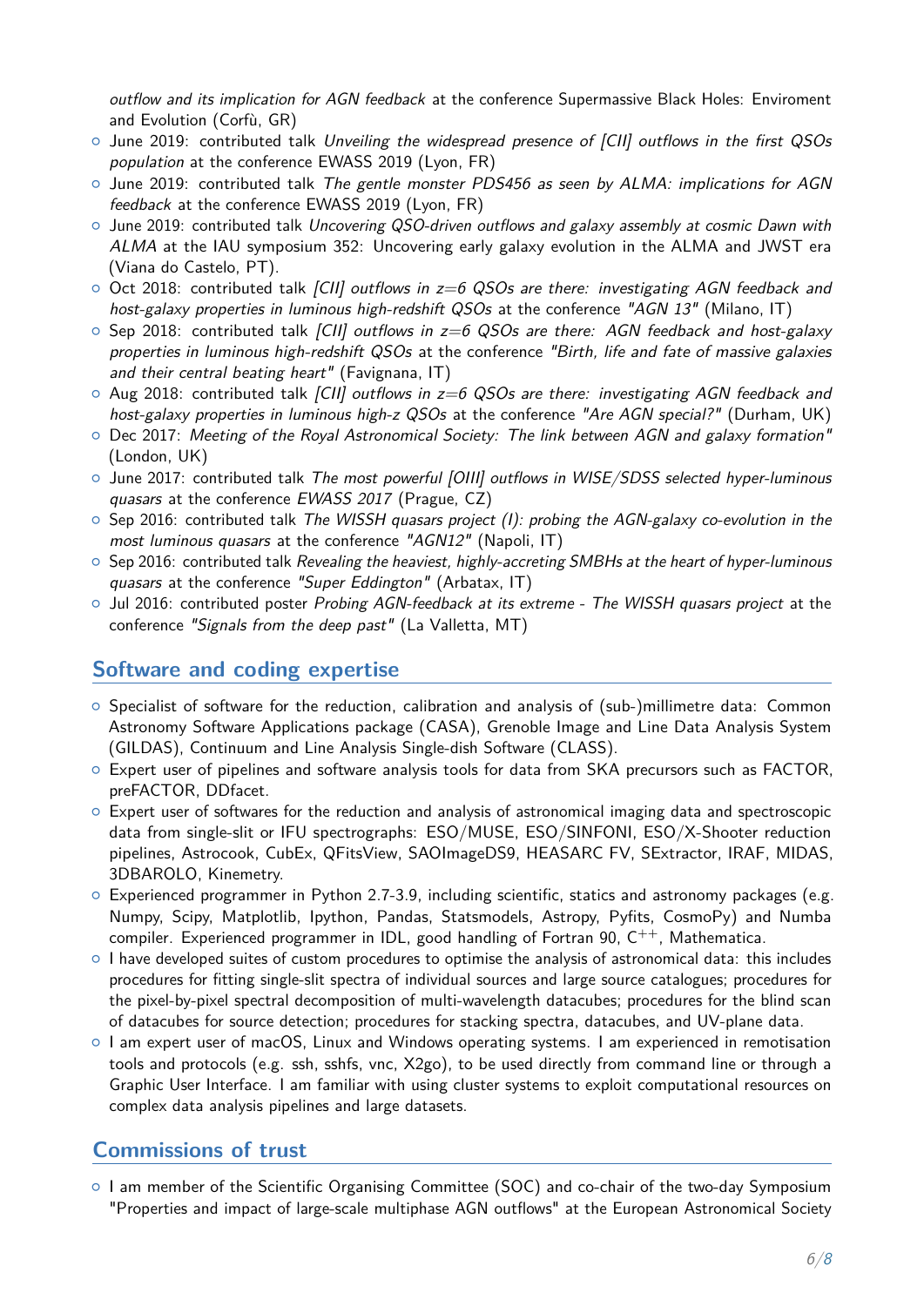*outflow and its implication for AGN feedback* at the conference Supermassive Black Holes: Enviroment and Evolution (Corfù, GR)

- June 2019: contributed talk *Unveiling the widespread presence of [CII] outflows in the first QSOs population* at the conference EWASS 2019 (Lyon, FR)
- June 2019: contributed talk *The gentle monster PDS456 as seen by ALMA: implications for AGN feedback* at the conference EWASS 2019 (Lyon, FR)
- June 2019: contributed talk *Uncovering QSO-driven outflows and galaxy assembly at cosmic Dawn with ALMA* at the IAU symposium 352: Uncovering early galaxy evolution in the ALMA and JWST era (Viana do Castelo, PT).
- Oct 2018: contributed talk *[CII] outflows in z=6 QSOs are there: investigating AGN feedback and host-galaxy properties in luminous high-redshift QSOs* at the conference *"AGN 13"* (Milano, IT)
- Sep 2018: contributed talk *[CII] outflows in z=6 QSOs are there: AGN feedback and host-galaxy properties in luminous high-redshift QSOs* at the conference *"Birth, life and fate of massive galaxies and their central beating heart"* (Favignana, IT)
- Aug 2018: contributed talk *[CII] outflows in z=6 QSOs are there: investigating AGN feedback and host-galaxy properties in luminous high-z QSOs* at the conference *"Are AGN special?"* (Durham, UK)
- Dec 2017: *Meeting of the Royal Astronomical Society: The link between AGN and galaxy formation"* (London, UK)
- June 2017: contributed talk *The most powerful [OIII] outflows in WISE/SDSS selected hyper-luminous quasars* at the conference *EWASS 2017* (Prague, CZ)
- Sep 2016: contributed talk *The WISSH quasars project (I): probing the AGN-galaxy co-evolution in the most luminous quasars* at the conference *"AGN12"* (Napoli, IT)
- Sep 2016: contributed talk *Revealing the heaviest, highly-accreting SMBHs at the heart of hyper-luminous quasars* at the conference *"Super Eddington"* (Arbatax, IT)
- Jul 2016: contributed poster *Probing AGN-feedback at its extreme - The WISSH quasars project* at the conference *"Signals from the deep past"* (La Valletta, MT)

## Software and coding expertise

- Specialist of software for the reduction, calibration and analysis of (sub-)millimetre data: Common Astronomy Software Applications package (CASA), Grenoble Image and Line Data Analysis System (GILDAS), Continuum and Line Analysis Single-dish Software (CLASS).
- Expert user of pipelines and software analysis tools for data from SKA precursors such as FACTOR, preFACTOR, DDfacet.
- Expert user of softwares for the reduction and analysis of astronomical imaging data and spectroscopic data from single-slit or IFU spectrographs: ESO/MUSE, ESO/SINFONI, ESO/X-Shooter reduction pipelines, Astrocook, CubEx, QFitsView, SAOImageDS9, HEASARC FV, SExtractor, IRAF, MIDAS, 3DBAROLO, Kinemetry.
- Experienced programmer in Python 2.7-3.9, including scientific, statics and astronomy packages (e.g. Numpy, Scipy, Matplotlib, Ipython, Pandas, Statsmodels, Astropy, Pyfits, CosmoPy) and Numba compiler. Experienced programmer in IDL, good handling of Fortran 90, $C^{++}$, Mathematica.
- I have developed suites of custom procedures to optimise the analysis of astronomical data: this includes procedures for fitting single-slit spectra of individual sources and large source catalogues; procedures for the pixel-by-pixel spectral decomposition of multi-wavelength datacubes; procedures for the blind scan of datacubes for source detection; procedures for stacking spectra, datacubes, and UV-plane data.
- I am expert user of macOS, Linux and Windows operating systems. I am experienced in remotisation tools and protocols (e.g. ssh, sshfs, vnc, X2go), to be used directly from command line or through a Graphic User Interface. I am familiar with using cluster systems to exploit computational resources on complex data analysis pipelines and large datasets.

## Commissions of trust

- I am member of the Scientific Organising Committee (SOC) and co-chair of the two-day Symposium "Properties and impact of large-scale multiphase AGN outflows" at the European Astronomical Society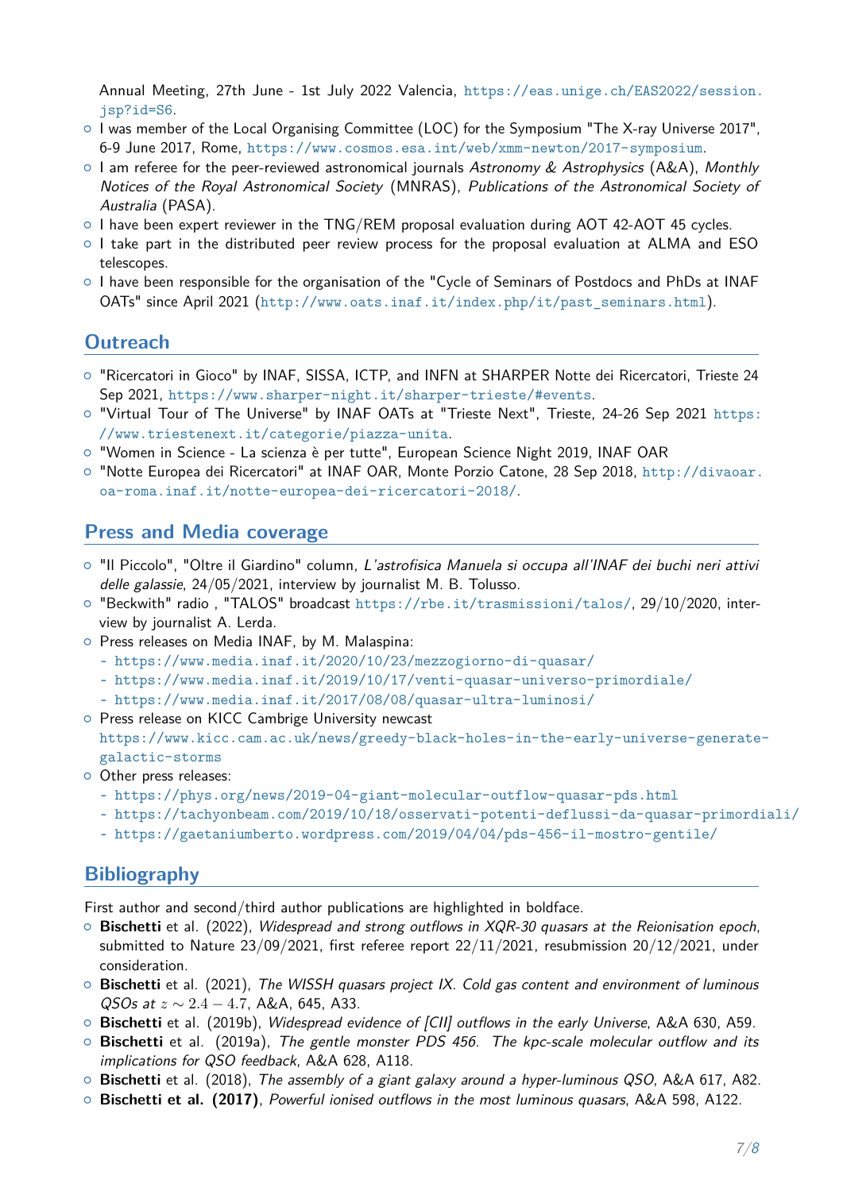Annual Meeting, 27th June - 1st July 2022 Valencia, https://eas.unige.ch/EAS2022/session.jsp?id=S6.

- I was member of the Local Organising Committee (LOC) for the Symposium "The X-ray Universe 2017", 6-9 June 2017, Rome, https://www.cosmos.esa.int/web/xmm-newton/2017-symposium.
- I am referee for the peer-reviewed astronomical journals *Astronomy & Astrophysics* (A&A), *Monthly Notices of the Royal Astronomical Society* (MNRAS), *Publications of the Astronomical Society of Australia* (PASA).
- I have been expert reviewer in the TNG/REM proposal evaluation during AOT 42-AOT 45 cycles.
- I take part in the distributed peer review process for the proposal evaluation at ALMA and ESO telescopes.
- I have been responsible for the organisation of the "Cycle of Seminars of Postdocs and PhDs at INAF OATs" since April 2021 (http://www.oats.inaf.it/index.php/it/past_seminars.html).

## Outreach

- "Ricercatori in Gioco" by INAF, SISSA, ICTP, and INFN at SHARPER Notte dei Ricercatori, Trieste 24 Sep 2021, https://www.sharper-night.it/sharper-trieste/#events.
- "Virtual Tour of The Universe" by INAF OATs at "Trieste Next", Trieste, 24-26 Sep 2021 https://www.triestenext.it/categorie/piazza-unita.
- "Women in Science - La scienza è per tutte", European Science Night 2019, INAF OAR
- "Notte Europea dei Ricercatori" at INAF OAR, Monte Porzio Catone, 28 Sep 2018, http://divaoar.oa-roma.inaf.it/notte-europea-dei-ricercatori-2018/.

## Press and Media coverage

- "Il Piccolo", "Oltre il Giardino" column, *L'astrofisica Manuela si occupa all'INAF dei buchi neri attivi delle galassie*, 24/05/2021, interview by journalist M. B. Tolusso.
- "Beckwith" radio , "TALOS" broadcast https://rbe.it/trasmissioni/talos/, 29/10/2020, interview by journalist A. Lerda.
- Press releases on Media INAF, by M. Malaspina:
  - https://www.media.inaf.it/2020/10/23/mezzogiorno-di-quasar/
  - https://www.media.inaf.it/2019/10/17/venti-quasar-universo-primordiale/
  - https://www.media.inaf.it/2017/08/08/quasar-ultra-luminosi/
- Press release on KICC Cambrige University newcast https://www.kicc.cam.ac.uk/news/greedy-black-holes-in-the-early-universe-generate-galactic-storms
- Other press releases:
  - https://phys.org/news/2019-04-giant-molecular-outflow-quasar-pds.html
  - https://tachyonbeam.com/2019/10/18/osservati-potenti-deflussi-da-quasar-primordiali/
  - https://gaetaniumberto.wordpress.com/2019/04/04/pds-456-il-mostro-gentile/

## Bibliography

First author and second/third author publications are highlighted in boldface.

- **Bischetti** et al. (2022), *Widespread and strong outflows in XQR-30 quasars at the Reionisation epoch*, submitted to Nature 23/09/2021, first referee report 22/11/2021, resubmission 20/12/2021, under consideration.
- **Bischetti** et al. (2021), *The WISSH quasars project IX. Cold gas content and environment of luminous QSOs at $z \sim 2.4 - 4.7$*, A&A, 645, A33.
- **Bischetti** et al. (2019b), *Widespread evidence of [CII] outflows in the early Universe*, A&A 630, A59.
- **Bischetti** et al. (2019a), *The gentle monster PDS 456. The kpc-scale molecular outflow and its implications for QSO feedback*, A&A 628, A118.
- **Bischetti** et al. (2018), *The assembly of a giant galaxy around a hyper-luminous QSO*, A&A 617, A82.
- **Bischetti et al. (2017)**, *Powerful ionised outflows in the most luminous quasars*, A&A 598, A122.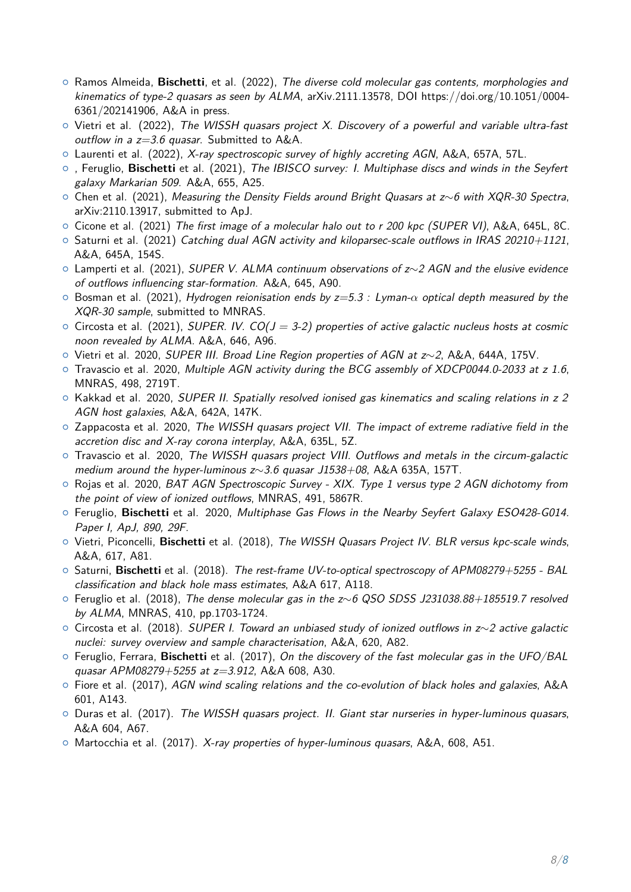- Ramos Almeida, **Bischetti**, et al. (2022), *The diverse cold molecular gas contents, morphologies and kinematics of type-2 quasars as seen by ALMA*, arXiv.2111.13578, DOI https://doi.org/10.1051/0004-6361/202141906, A&A in press.
- Vietri et al. (2022), *The WISSH quasars project X. Discovery of a powerful and variable ultra-fast outflow in a z=3.6 quasar*. Submitted to A&A.
- Laurenti et al. (2022), *X-ray spectroscopic survey of highly accreting AGN*, A&A, 657A, 57L.
- , Feruglio, **Bischetti** et al. (2021), *The IBISCO survey: I. Multiphase discs and winds in the Seyfert galaxy Markarian 509*. A&A, 655, A25.
- Chen et al. (2021), *Measuring the Density Fields around Bright Quasars at z∼6 with XQR-30 Spectra*, arXiv:2110.13917, submitted to ApJ.
- Cicone et al. (2021) *The first image of a molecular halo out to r 200 kpc (SUPER VI)*, A&A, 645L, 8C.
- Saturni et al. (2021) *Catching dual AGN activity and kiloparsec-scale outflows in IRAS 20210+1121*, A&A, 645A, 154S.
- Lamperti et al. (2021), *SUPER V. ALMA continuum observations of z∼2 AGN and the elusive evidence of outflows influencing star-formation*. A&A, 645, A90.
- Bosman et al. (2021), *Hydrogen reionisation ends by z=5.3 : Lyman-α optical depth measured by the XQR-30 sample*, submitted to MNRAS.
- Circosta et al. (2021), *SUPER. IV. CO(J = 3-2) properties of active galactic nucleus hosts at cosmic noon revealed by ALMA*. A&A, 646, A96.
- Vietri et al. 2020, *SUPER III. Broad Line Region properties of AGN at z∼2*, A&A, 644A, 175V.
- Travascio et al. 2020, *Multiple AGN activity during the BCG assembly of XDCP0044.0-2033 at z 1.6*, MNRAS, 498, 2719T.
- Kakkad et al. 2020, *SUPER II. Spatially resolved ionised gas kinematics and scaling relations in z 2 AGN host galaxies*, A&A, 642A, 147K.
- Zappacosta et al. 2020, *The WISSH quasars project VII. The impact of extreme radiative field in the accretion disc and X-ray corona interplay*, A&A, 635L, 5Z.
- Travascio et al. 2020, *The WISSH quasars project VIII. Outflows and metals in the circum-galactic medium around the hyper-luminous z∼3.6 quasar J1538+08*, A&A 635A, 157T.
- Rojas et al. 2020, *BAT AGN Spectroscopic Survey - XIX. Type 1 versus type 2 AGN dichotomy from the point of view of ionized outflows*, MNRAS, 491, 5867R.
- Feruglio, **Bischetti** et al. 2020, *Multiphase Gas Flows in the Nearby Seyfert Galaxy ESO428-G014. Paper I, ApJ, 890, 29F.*
- Vietri, Piconcelli, **Bischetti** et al. (2018), *The WISSH Quasars Project IV. BLR versus kpc-scale winds*, A&A, 617, A81.
- Saturni, **Bischetti** et al. (2018). *The rest-frame UV-to-optical spectroscopy of APM08279+5255 - BAL classification and black hole mass estimates*, A&A 617, A118.
- Feruglio et al. (2018), *The dense molecular gas in the z∼6 QSO SDSS J231038.88+185519.7 resolved by ALMA*, MNRAS, 410, pp.1703-1724.
- Circosta et al. (2018). *SUPER I. Toward an unbiased study of ionized outflows in z∼2 active galactic nuclei: survey overview and sample characterisation*, A&A, 620, A82.
- Feruglio, Ferrara, **Bischetti** et al. (2017), *On the discovery of the fast molecular gas in the UFO/BAL quasar APM08279+5255 at z=3.912*, A&A 608, A30.
- Fiore et al. (2017), *AGN wind scaling relations and the co-evolution of black holes and galaxies*, A&A 601, A143.
- Duras et al. (2017). *The WISSH quasars project. II. Giant star nurseries in hyper-luminous quasars*, A&A 604, A67.
- Martocchia et al. (2017). *X-ray properties of hyper-luminous quasars*, A&A, 608, A51.